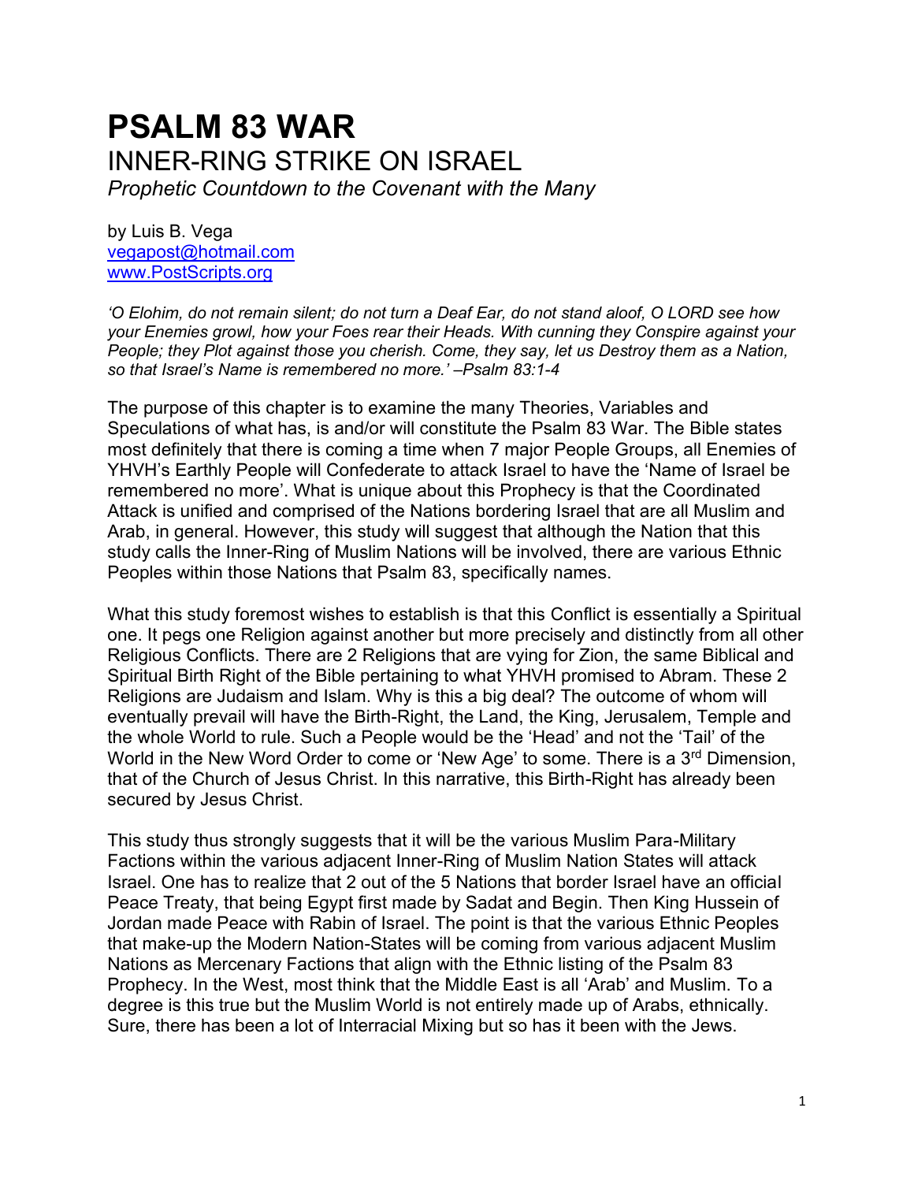# PSALM 83 WAR

## INNER-RING STRIKE ON ISRAEL

*Prophetic Countdown to the Covenant with the Many*

by Luis B. Vega
vegapost@hotmail.com
www.PostScripts.org

*'O Elohim, do not remain silent; do not turn a Deaf Ear, do not stand aloof, O LORD see how your Enemies growl, how your Foes rear their Heads. With cunning they Conspire against your People; they Plot against those you cherish. Come, they say, let us Destroy them as a Nation, so that Israel's Name is remembered no more.' –Psalm 83:1-4*

The purpose of this chapter is to examine the many Theories, Variables and Speculations of what has, is and/or will constitute the Psalm 83 War. The Bible states most definitely that there is coming a time when 7 major People Groups, all Enemies of YHVH's Earthly People will Confederate to attack Israel to have the 'Name of Israel be remembered no more'. What is unique about this Prophecy is that the Coordinated Attack is unified and comprised of the Nations bordering Israel that are all Muslim and Arab, in general. However, this study will suggest that although the Nation that this study calls the Inner-Ring of Muslim Nations will be involved, there are various Ethnic Peoples within those Nations that Psalm 83, specifically names.

What this study foremost wishes to establish is that this Conflict is essentially a Spiritual one. It pegs one Religion against another but more precisely and distinctly from all other Religious Conflicts. There are 2 Religions that are vying for Zion, the same Biblical and Spiritual Birth Right of the Bible pertaining to what YHVH promised to Abram. These 2 Religions are Judaism and Islam. Why is this a big deal? The outcome of whom will eventually prevail will have the Birth-Right, the Land, the King, Jerusalem, Temple and the whole World to rule. Such a People would be the 'Head' and not the 'Tail' of the World in the New Word Order to come or 'New Age' to some. There is a 3rd Dimension, that of the Church of Jesus Christ. In this narrative, this Birth-Right has already been secured by Jesus Christ.

This study thus strongly suggests that it will be the various Muslim Para-Military Factions within the various adjacent Inner-Ring of Muslim Nation States will attack Israel. One has to realize that 2 out of the 5 Nations that border Israel have an official Peace Treaty, that being Egypt first made by Sadat and Begin. Then King Hussein of Jordan made Peace with Rabin of Israel. The point is that the various Ethnic Peoples that make-up the Modern Nation-States will be coming from various adjacent Muslim Nations as Mercenary Factions that align with the Ethnic listing of the Psalm 83 Prophecy. In the West, most think that the Middle East is all 'Arab' and Muslim. To a degree is this true but the Muslim World is not entirely made up of Arabs, ethnically. Sure, there has been a lot of Interracial Mixing but so has it been with the Jews.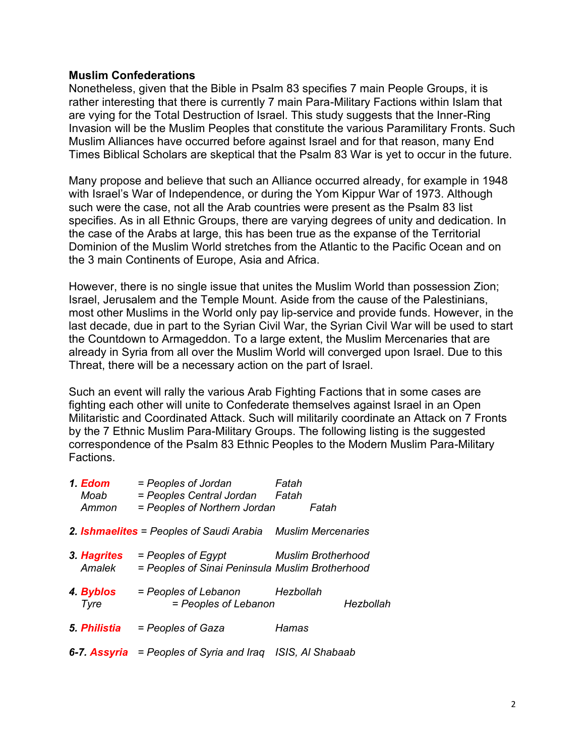**Muslim Confederations**

Nonetheless, given that the Bible in Psalm 83 specifies 7 main People Groups, it is rather interesting that there is currently 7 main Para-Military Factions within Islam that are vying for the Total Destruction of Israel. This study suggests that the Inner-Ring Invasion will be the Muslim Peoples that constitute the various Paramilitary Fronts. Such Muslim Alliances have occurred before against Israel and for that reason, many End Times Biblical Scholars are skeptical that the Psalm 83 War is yet to occur in the future.

Many propose and believe that such an Alliance occurred already, for example in 1948 with Israel's War of Independence, or during the Yom Kippur War of 1973. Although such were the case, not all the Arab countries were present as the Psalm 83 list specifies. As in all Ethnic Groups, there are varying degrees of unity and dedication. In the case of the Arabs at large, this has been true as the expanse of the Territorial Dominion of the Muslim World stretches from the Atlantic to the Pacific Ocean and on the 3 main Continents of Europe, Asia and Africa.

However, there is no single issue that unites the Muslim World than possession Zion; Israel, Jerusalem and the Temple Mount. Aside from the cause of the Palestinians, most other Muslims in the World only pay lip-service and provide funds. However, in the last decade, due in part to the Syrian Civil War, the Syrian Civil War will be used to start the Countdown to Armageddon. To a large extent, the Muslim Mercenaries that are already in Syria from all over the Muslim World will converged upon Israel. Due to this Threat, there will be a necessary action on the part of Israel.

Such an event will rally the various Arab Fighting Factions that in some cases are fighting each other will unite to Confederate themselves against Israel in an Open Militaristic and Coordinated Attack. Such will militarily coordinate an Attack on 7 Fronts by the 7 Ethnic Muslim Para-Military Groups. The following listing is the suggested correspondence of the Psalm 83 Ethnic Peoples to the Modern Muslim Para-Military Factions.

| | | |
|---|---|---|
| ***1. Edom*** | *= Peoples of Jordan* | *Fatah* |
| *Moab* | *= Peoples Central Jordan* | *Fatah* |
| *Ammon* | *= Peoples of Northern Jordan* | *Fatah* |
| ***2. Ishmaelites*** | *= Peoples of Saudi Arabia* | *Muslim Mercenaries* |
| ***3. Hagrites*** | *= Peoples of Egypt* | *Muslim Brotherhood* |
| *Amalek* | *= Peoples of Sinai Peninsula* | *Muslim Brotherhood* |
| ***4. Byblos*** | *= Peoples of Lebanon* | *Hezbollah* |
| *Tyre* | *= Peoples of Lebanon* | *Hezbollah* |
| ***5. Philistia*** | *= Peoples of Gaza* | *Hamas* |
| ***6-7. Assyria*** | *= Peoples of Syria and Iraq* | *ISIS, Al Shabaab* |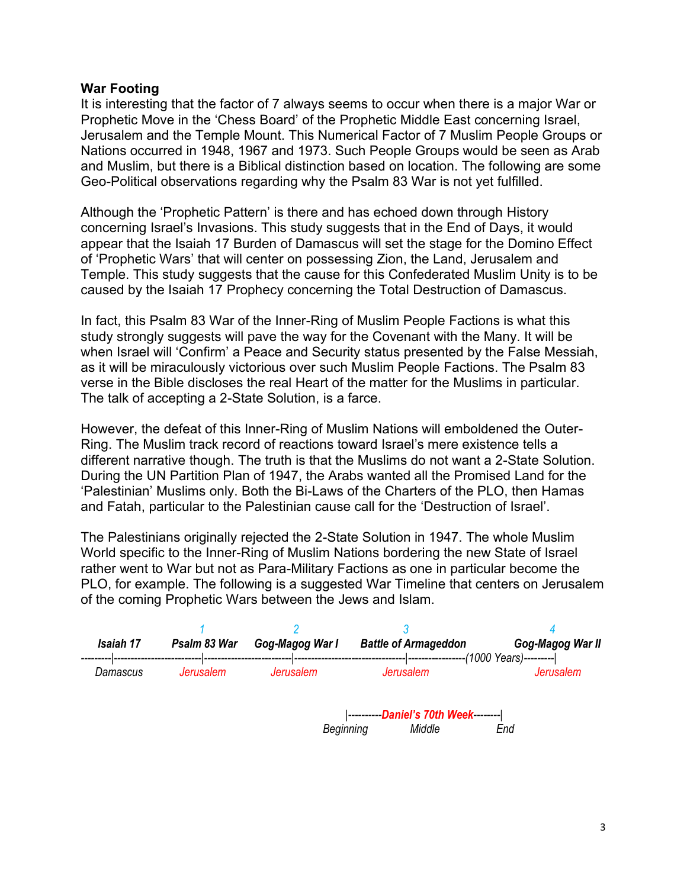**War Footing**
It is interesting that the factor of 7 always seems to occur when there is a major War or Prophetic Move in the 'Chess Board' of the Prophetic Middle East concerning Israel, Jerusalem and the Temple Mount. This Numerical Factor of 7 Muslim People Groups or Nations occurred in 1948, 1967 and 1973. Such People Groups would be seen as Arab and Muslim, but there is a Biblical distinction based on location. The following are some Geo-Political observations regarding why the Psalm 83 War is not yet fulfilled.

Although the 'Prophetic Pattern' is there and has echoed down through History concerning Israel's Invasions. This study suggests that in the End of Days, it would appear that the Isaiah 17 Burden of Damascus will set the stage for the Domino Effect of 'Prophetic Wars' that will center on possessing Zion, the Land, Jerusalem and Temple. This study suggests that the cause for this Confederated Muslim Unity is to be caused by the Isaiah 17 Prophecy concerning the Total Destruction of Damascus.

In fact, this Psalm 83 War of the Inner-Ring of Muslim People Factions is what this study strongly suggests will pave the way for the Covenant with the Many. It will be when Israel will 'Confirm' a Peace and Security status presented by the False Messiah, as it will be miraculously victorious over such Muslim People Factions. The Psalm 83 verse in the Bible discloses the real Heart of the matter for the Muslims in particular. The talk of accepting a 2-State Solution, is a farce.

However, the defeat of this Inner-Ring of Muslim Nations will emboldened the Outer-Ring. The Muslim track record of reactions toward Israel's mere existence tells a different narrative though. The truth is that the Muslims do not want a 2-State Solution. During the UN Partition Plan of 1947, the Arabs wanted all the Promised Land for the 'Palestinian' Muslims only. Both the Bi-Laws of the Charters of the PLO, then Hamas and Fatah, particular to the Palestinian cause call for the 'Destruction of Israel'.

The Palestinians originally rejected the 2-State Solution in 1947. The whole Muslim World specific to the Inner-Ring of Muslim Nations bordering the new State of Israel rather went to War but not as Para-Military Factions as one in particular become the PLO, for example. The following is a suggested War Timeline that centers on Jerusalem of the coming Prophetic Wars between the Jews and Islam.

| | 1 | 2 | 3 | | 4 |
|---|---|---|---|---|---|
| ***Isaiah 17*** | ***Psalm 83 War*** | ***Gog-Magog War I*** | ***Battle of Armageddon*** | *(1000 Years)* | ***Gog-Magog War II*** |
| *Damascus* | *Jerusalem* | *Jerusalem* | *Jerusalem* | | *Jerusalem* |

|----------***Daniel's 70th Week***--------|

*Beginning* *Middle* *End*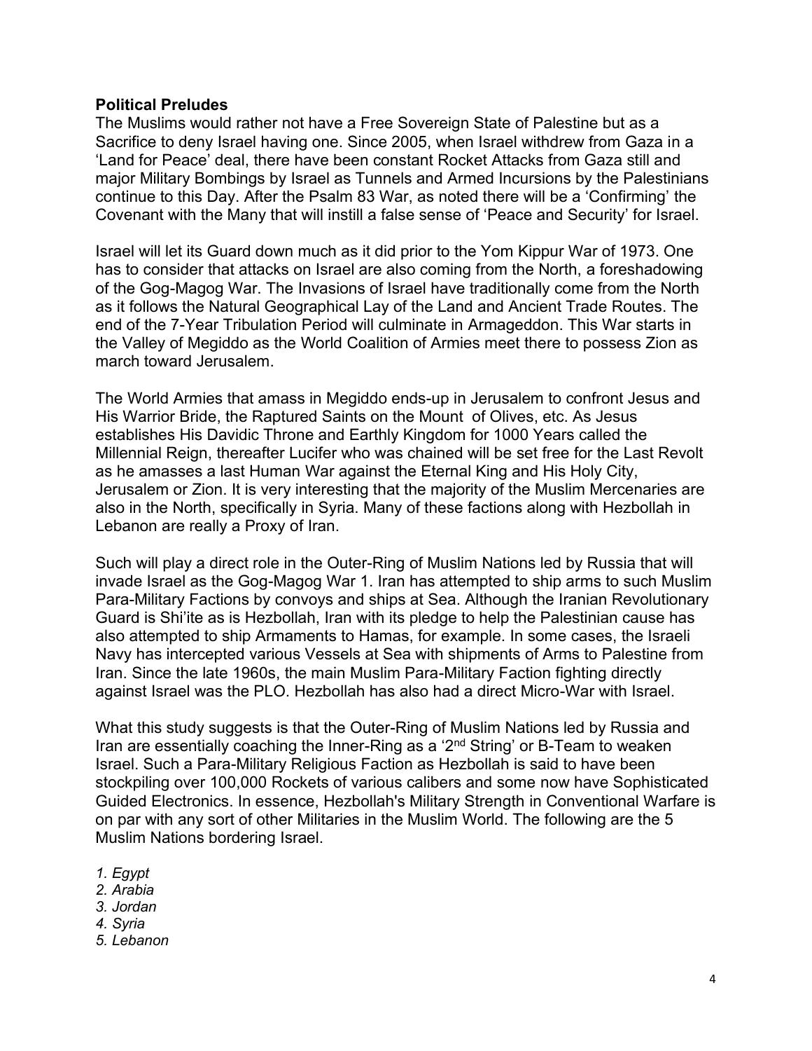**Political Preludes**

The Muslims would rather not have a Free Sovereign State of Palestine but as a Sacrifice to deny Israel having one. Since 2005, when Israel withdrew from Gaza in a 'Land for Peace' deal, there have been constant Rocket Attacks from Gaza still and major Military Bombings by Israel as Tunnels and Armed Incursions by the Palestinians continue to this Day. After the Psalm 83 War, as noted there will be a 'Confirming' the Covenant with the Many that will instill a false sense of 'Peace and Security' for Israel.

Israel will let its Guard down much as it did prior to the Yom Kippur War of 1973. One has to consider that attacks on Israel are also coming from the North, a foreshadowing of the Gog-Magog War. The Invasions of Israel have traditionally come from the North as it follows the Natural Geographical Lay of the Land and Ancient Trade Routes. The end of the 7-Year Tribulation Period will culminate in Armageddon. This War starts in the Valley of Megiddo as the World Coalition of Armies meet there to possess Zion as march toward Jerusalem.

The World Armies that amass in Megiddo ends-up in Jerusalem to confront Jesus and His Warrior Bride, the Raptured Saints on the Mount of Olives, etc. As Jesus establishes His Davidic Throne and Earthly Kingdom for 1000 Years called the Millennial Reign, thereafter Lucifer who was chained will be set free for the Last Revolt as he amasses a last Human War against the Eternal King and His Holy City, Jerusalem or Zion. It is very interesting that the majority of the Muslim Mercenaries are also in the North, specifically in Syria. Many of these factions along with Hezbollah in Lebanon are really a Proxy of Iran.

Such will play a direct role in the Outer-Ring of Muslim Nations led by Russia that will invade Israel as the Gog-Magog War 1. Iran has attempted to ship arms to such Muslim Para-Military Factions by convoys and ships at Sea. Although the Iranian Revolutionary Guard is Shi'ite as is Hezbollah, Iran with its pledge to help the Palestinian cause has also attempted to ship Armaments to Hamas, for example. In some cases, the Israeli Navy has intercepted various Vessels at Sea with shipments of Arms to Palestine from Iran. Since the late 1960s, the main Muslim Para-Military Faction fighting directly against Israel was the PLO. Hezbollah has also had a direct Micro-War with Israel.

What this study suggests is that the Outer-Ring of Muslim Nations led by Russia and Iran are essentially coaching the Inner-Ring as a '2nd String' or B-Team to weaken Israel. Such a Para-Military Religious Faction as Hezbollah is said to have been stockpiling over 100,000 Rockets of various calibers and some now have Sophisticated Guided Electronics. In essence, Hezbollah's Military Strength in Conventional Warfare is on par with any sort of other Militaries in the Muslim World. The following are the 5 Muslim Nations bordering Israel.

1. *Egypt*
2. *Arabia*
3. *Jordan*
4. *Syria*
5. *Lebanon*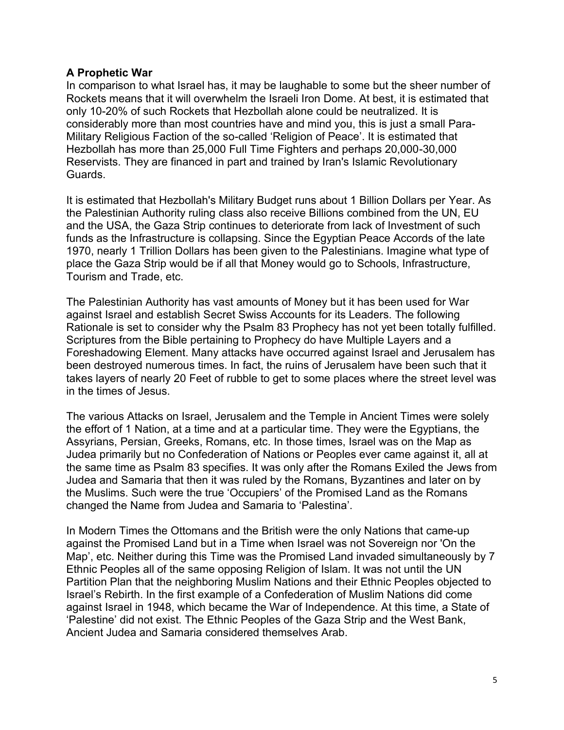**A Prophetic War**

In comparison to what Israel has, it may be laughable to some but the sheer number of Rockets means that it will overwhelm the Israeli Iron Dome. At best, it is estimated that only 10-20% of such Rockets that Hezbollah alone could be neutralized. It is considerably more than most countries have and mind you, this is just a small Para-Military Religious Faction of the so-called 'Religion of Peace'. It is estimated that Hezbollah has more than 25,000 Full Time Fighters and perhaps 20,000-30,000 Reservists. They are financed in part and trained by Iran's Islamic Revolutionary Guards.

It is estimated that Hezbollah's Military Budget runs about 1 Billion Dollars per Year. As the Palestinian Authority ruling class also receive Billions combined from the UN, EU and the USA, the Gaza Strip continues to deteriorate from lack of Investment of such funds as the Infrastructure is collapsing. Since the Egyptian Peace Accords of the late 1970, nearly 1 Trillion Dollars has been given to the Palestinians. Imagine what type of place the Gaza Strip would be if all that Money would go to Schools, Infrastructure, Tourism and Trade, etc.

The Palestinian Authority has vast amounts of Money but it has been used for War against Israel and establish Secret Swiss Accounts for its Leaders. The following Rationale is set to consider why the Psalm 83 Prophecy has not yet been totally fulfilled. Scriptures from the Bible pertaining to Prophecy do have Multiple Layers and a Foreshadowing Element. Many attacks have occurred against Israel and Jerusalem has been destroyed numerous times. In fact, the ruins of Jerusalem have been such that it takes layers of nearly 20 Feet of rubble to get to some places where the street level was in the times of Jesus.

The various Attacks on Israel, Jerusalem and the Temple in Ancient Times were solely the effort of 1 Nation, at a time and at a particular time. They were the Egyptians, the Assyrians, Persian, Greeks, Romans, etc. In those times, Israel was on the Map as Judea primarily but no Confederation of Nations or Peoples ever came against it, all at the same time as Psalm 83 specifies. It was only after the Romans Exiled the Jews from Judea and Samaria that then it was ruled by the Romans, Byzantines and later on by the Muslims. Such were the true 'Occupiers' of the Promised Land as the Romans changed the Name from Judea and Samaria to 'Palestina'.

In Modern Times the Ottomans and the British were the only Nations that came-up against the Promised Land but in a Time when Israel was not Sovereign nor 'On the Map', etc. Neither during this Time was the Promised Land invaded simultaneously by 7 Ethnic Peoples all of the same opposing Religion of Islam. It was not until the UN Partition Plan that the neighboring Muslim Nations and their Ethnic Peoples objected to Israel's Rebirth. In the first example of a Confederation of Muslim Nations did come against Israel in 1948, which became the War of Independence. At this time, a State of 'Palestine' did not exist. The Ethnic Peoples of the Gaza Strip and the West Bank, Ancient Judea and Samaria considered themselves Arab.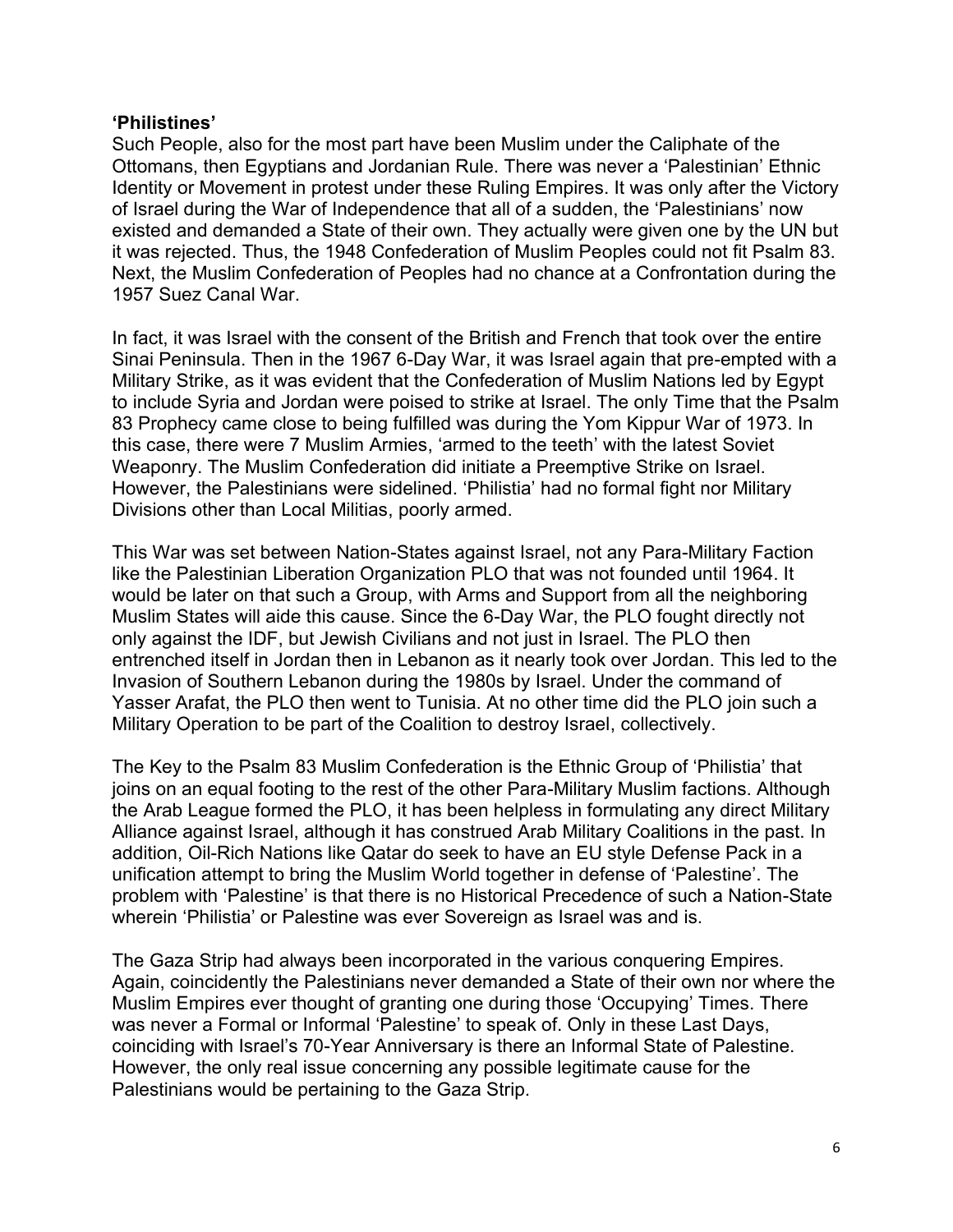**'Philistines'**

Such People, also for the most part have been Muslim under the Caliphate of the Ottomans, then Egyptians and Jordanian Rule. There was never a 'Palestinian' Ethnic Identity or Movement in protest under these Ruling Empires. It was only after the Victory of Israel during the War of Independence that all of a sudden, the 'Palestinians' now existed and demanded a State of their own. They actually were given one by the UN but it was rejected. Thus, the 1948 Confederation of Muslim Peoples could not fit Psalm 83. Next, the Muslim Confederation of Peoples had no chance at a Confrontation during the 1957 Suez Canal War.

In fact, it was Israel with the consent of the British and French that took over the entire Sinai Peninsula. Then in the 1967 6-Day War, it was Israel again that pre-empted with a Military Strike, as it was evident that the Confederation of Muslim Nations led by Egypt to include Syria and Jordan were poised to strike at Israel. The only Time that the Psalm 83 Prophecy came close to being fulfilled was during the Yom Kippur War of 1973. In this case, there were 7 Muslim Armies, 'armed to the teeth' with the latest Soviet Weaponry. The Muslim Confederation did initiate a Preemptive Strike on Israel. However, the Palestinians were sidelined. 'Philistia' had no formal fight nor Military Divisions other than Local Militias, poorly armed.

This War was set between Nation-States against Israel, not any Para-Military Faction like the Palestinian Liberation Organization PLO that was not founded until 1964. It would be later on that such a Group, with Arms and Support from all the neighboring Muslim States will aide this cause. Since the 6-Day War, the PLO fought directly not only against the IDF, but Jewish Civilians and not just in Israel. The PLO then entrenched itself in Jordan then in Lebanon as it nearly took over Jordan. This led to the Invasion of Southern Lebanon during the 1980s by Israel. Under the command of Yasser Arafat, the PLO then went to Tunisia. At no other time did the PLO join such a Military Operation to be part of the Coalition to destroy Israel, collectively.

The Key to the Psalm 83 Muslim Confederation is the Ethnic Group of 'Philistia' that joins on an equal footing to the rest of the other Para-Military Muslim factions. Although the Arab League formed the PLO, it has been helpless in formulating any direct Military Alliance against Israel, although it has construed Arab Military Coalitions in the past. In addition, Oil-Rich Nations like Qatar do seek to have an EU style Defense Pack in a unification attempt to bring the Muslim World together in defense of 'Palestine'. The problem with 'Palestine' is that there is no Historical Precedence of such a Nation-State wherein 'Philistia' or Palestine was ever Sovereign as Israel was and is.

The Gaza Strip had always been incorporated in the various conquering Empires. Again, coincidently the Palestinians never demanded a State of their own nor where the Muslim Empires ever thought of granting one during those 'Occupying' Times. There was never a Formal or Informal 'Palestine' to speak of. Only in these Last Days, coinciding with Israel's 70-Year Anniversary is there an Informal State of Palestine. However, the only real issue concerning any possible legitimate cause for the Palestinians would be pertaining to the Gaza Strip.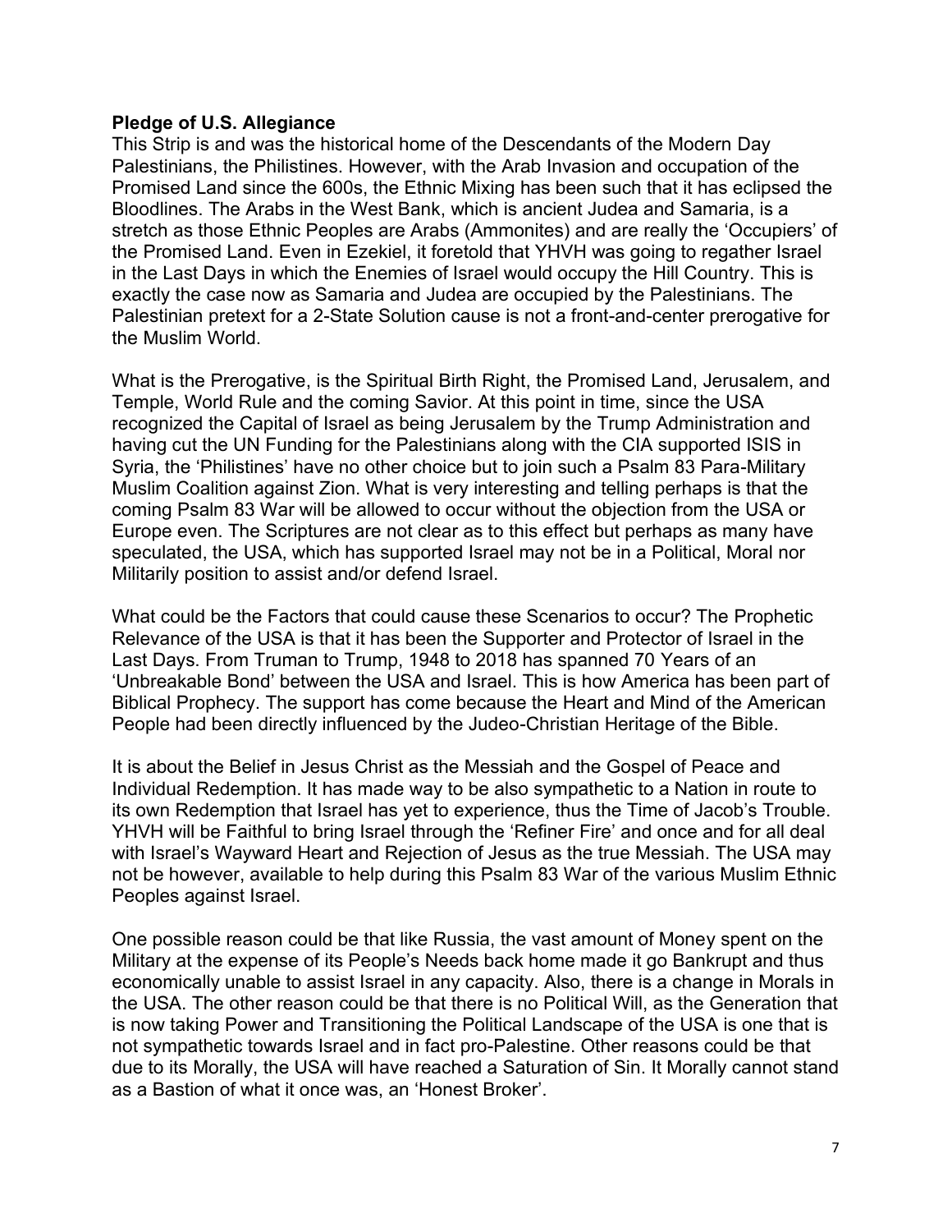**Pledge of U.S. Allegiance**

This Strip is and was the historical home of the Descendants of the Modern Day Palestinians, the Philistines. However, with the Arab Invasion and occupation of the Promised Land since the 600s, the Ethnic Mixing has been such that it has eclipsed the Bloodlines. The Arabs in the West Bank, which is ancient Judea and Samaria, is a stretch as those Ethnic Peoples are Arabs (Ammonites) and are really the 'Occupiers' of the Promised Land. Even in Ezekiel, it foretold that YHVH was going to regather Israel in the Last Days in which the Enemies of Israel would occupy the Hill Country. This is exactly the case now as Samaria and Judea are occupied by the Palestinians. The Palestinian pretext for a 2-State Solution cause is not a front-and-center prerogative for the Muslim World.

What is the Prerogative, is the Spiritual Birth Right, the Promised Land, Jerusalem, and Temple, World Rule and the coming Savior. At this point in time, since the USA recognized the Capital of Israel as being Jerusalem by the Trump Administration and having cut the UN Funding for the Palestinians along with the CIA supported ISIS in Syria, the 'Philistines' have no other choice but to join such a Psalm 83 Para-Military Muslim Coalition against Zion. What is very interesting and telling perhaps is that the coming Psalm 83 War will be allowed to occur without the objection from the USA or Europe even. The Scriptures are not clear as to this effect but perhaps as many have speculated, the USA, which has supported Israel may not be in a Political, Moral nor Militarily position to assist and/or defend Israel.

What could be the Factors that could cause these Scenarios to occur? The Prophetic Relevance of the USA is that it has been the Supporter and Protector of Israel in the Last Days. From Truman to Trump, 1948 to 2018 has spanned 70 Years of an 'Unbreakable Bond' between the USA and Israel. This is how America has been part of Biblical Prophecy. The support has come because the Heart and Mind of the American People had been directly influenced by the Judeo-Christian Heritage of the Bible.

It is about the Belief in Jesus Christ as the Messiah and the Gospel of Peace and Individual Redemption. It has made way to be also sympathetic to a Nation in route to its own Redemption that Israel has yet to experience, thus the Time of Jacob's Trouble. YHVH will be Faithful to bring Israel through the 'Refiner Fire' and once and for all deal with Israel's Wayward Heart and Rejection of Jesus as the true Messiah. The USA may not be however, available to help during this Psalm 83 War of the various Muslim Ethnic Peoples against Israel.

One possible reason could be that like Russia, the vast amount of Money spent on the Military at the expense of its People's Needs back home made it go Bankrupt and thus economically unable to assist Israel in any capacity. Also, there is a change in Morals in the USA. The other reason could be that there is no Political Will, as the Generation that is now taking Power and Transitioning the Political Landscape of the USA is one that is not sympathetic towards Israel and in fact pro-Palestine. Other reasons could be that due to its Morally, the USA will have reached a Saturation of Sin. It Morally cannot stand as a Bastion of what it once was, an 'Honest Broker'.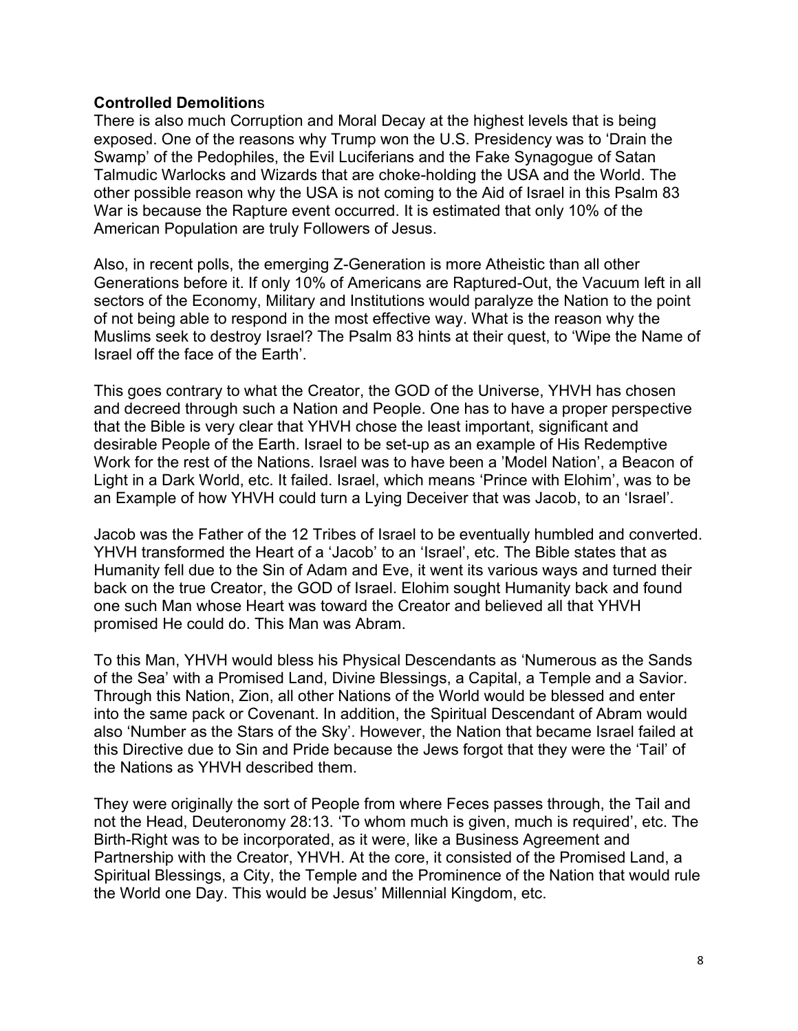**Controlled Demolitions**

There is also much Corruption and Moral Decay at the highest levels that is being exposed. One of the reasons why Trump won the U.S. Presidency was to 'Drain the Swamp' of the Pedophiles, the Evil Luciferians and the Fake Synagogue of Satan Talmudic Warlocks and Wizards that are choke-holding the USA and the World. The other possible reason why the USA is not coming to the Aid of Israel in this Psalm 83 War is because the Rapture event occurred. It is estimated that only 10% of the American Population are truly Followers of Jesus.

Also, in recent polls, the emerging Z-Generation is more Atheistic than all other Generations before it. If only 10% of Americans are Raptured-Out, the Vacuum left in all sectors of the Economy, Military and Institutions would paralyze the Nation to the point of not being able to respond in the most effective way. What is the reason why the Muslims seek to destroy Israel? The Psalm 83 hints at their quest, to 'Wipe the Name of Israel off the face of the Earth'.

This goes contrary to what the Creator, the GOD of the Universe, YHVH has chosen and decreed through such a Nation and People. One has to have a proper perspective that the Bible is very clear that YHVH chose the least important, significant and desirable People of the Earth. Israel to be set-up as an example of His Redemptive Work for the rest of the Nations. Israel was to have been a 'Model Nation', a Beacon of Light in a Dark World, etc. It failed. Israel, which means 'Prince with Elohim', was to be an Example of how YHVH could turn a Lying Deceiver that was Jacob, to an 'Israel'.

Jacob was the Father of the 12 Tribes of Israel to be eventually humbled and converted. YHVH transformed the Heart of a 'Jacob' to an 'Israel', etc. The Bible states that as Humanity fell due to the Sin of Adam and Eve, it went its various ways and turned their back on the true Creator, the GOD of Israel. Elohim sought Humanity back and found one such Man whose Heart was toward the Creator and believed all that YHVH promised He could do. This Man was Abram.

To this Man, YHVH would bless his Physical Descendants as 'Numerous as the Sands of the Sea' with a Promised Land, Divine Blessings, a Capital, a Temple and a Savior. Through this Nation, Zion, all other Nations of the World would be blessed and enter into the same pack or Covenant. In addition, the Spiritual Descendant of Abram would also 'Number as the Stars of the Sky'. However, the Nation that became Israel failed at this Directive due to Sin and Pride because the Jews forgot that they were the 'Tail' of the Nations as YHVH described them.

They were originally the sort of People from where Feces passes through, the Tail and not the Head, Deuteronomy 28:13. 'To whom much is given, much is required', etc. The Birth-Right was to be incorporated, as it were, like a Business Agreement and Partnership with the Creator, YHVH. At the core, it consisted of the Promised Land, a Spiritual Blessings, a City, the Temple and the Prominence of the Nation that would rule the World one Day. This would be Jesus' Millennial Kingdom, etc.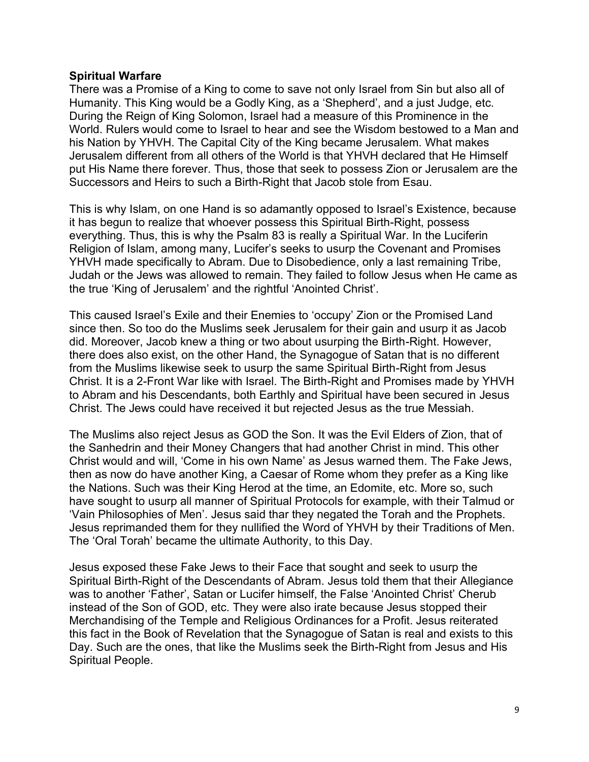**Spiritual Warfare**

There was a Promise of a King to come to save not only Israel from Sin but also all of Humanity. This King would be a Godly King, as a 'Shepherd', and a just Judge, etc. During the Reign of King Solomon, Israel had a measure of this Prominence in the World. Rulers would come to Israel to hear and see the Wisdom bestowed to a Man and his Nation by YHVH. The Capital City of the King became Jerusalem. What makes Jerusalem different from all others of the World is that YHVH declared that He Himself put His Name there forever. Thus, those that seek to possess Zion or Jerusalem are the Successors and Heirs to such a Birth-Right that Jacob stole from Esau.

This is why Islam, on one Hand is so adamantly opposed to Israel's Existence, because it has begun to realize that whoever possess this Spiritual Birth-Right, possess everything. Thus, this is why the Psalm 83 is really a Spiritual War. In the Luciferin Religion of Islam, among many, Lucifer's seeks to usurp the Covenant and Promises YHVH made specifically to Abram. Due to Disobedience, only a last remaining Tribe, Judah or the Jews was allowed to remain. They failed to follow Jesus when He came as the true 'King of Jerusalem' and the rightful 'Anointed Christ'.

This caused Israel's Exile and their Enemies to 'occupy' Zion or the Promised Land since then. So too do the Muslims seek Jerusalem for their gain and usurp it as Jacob did. Moreover, Jacob knew a thing or two about usurping the Birth-Right. However, there does also exist, on the other Hand, the Synagogue of Satan that is no different from the Muslims likewise seek to usurp the same Spiritual Birth-Right from Jesus Christ. It is a 2-Front War like with Israel. The Birth-Right and Promises made by YHVH to Abram and his Descendants, both Earthly and Spiritual have been secured in Jesus Christ. The Jews could have received it but rejected Jesus as the true Messiah.

The Muslims also reject Jesus as GOD the Son. It was the Evil Elders of Zion, that of the Sanhedrin and their Money Changers that had another Christ in mind. This other Christ would and will, 'Come in his own Name' as Jesus warned them. The Fake Jews, then as now do have another King, a Caesar of Rome whom they prefer as a King like the Nations. Such was their King Herod at the time, an Edomite, etc. More so, such have sought to usurp all manner of Spiritual Protocols for example, with their Talmud or 'Vain Philosophies of Men'. Jesus said thar they negated the Torah and the Prophets. Jesus reprimanded them for they nullified the Word of YHVH by their Traditions of Men. The 'Oral Torah' became the ultimate Authority, to this Day.

Jesus exposed these Fake Jews to their Face that sought and seek to usurp the Spiritual Birth-Right of the Descendants of Abram. Jesus told them that their Allegiance was to another 'Father', Satan or Lucifer himself, the False 'Anointed Christ' Cherub instead of the Son of GOD, etc. They were also irate because Jesus stopped their Merchandising of the Temple and Religious Ordinances for a Profit. Jesus reiterated this fact in the Book of Revelation that the Synagogue of Satan is real and exists to this Day. Such are the ones, that like the Muslims seek the Birth-Right from Jesus and His Spiritual People.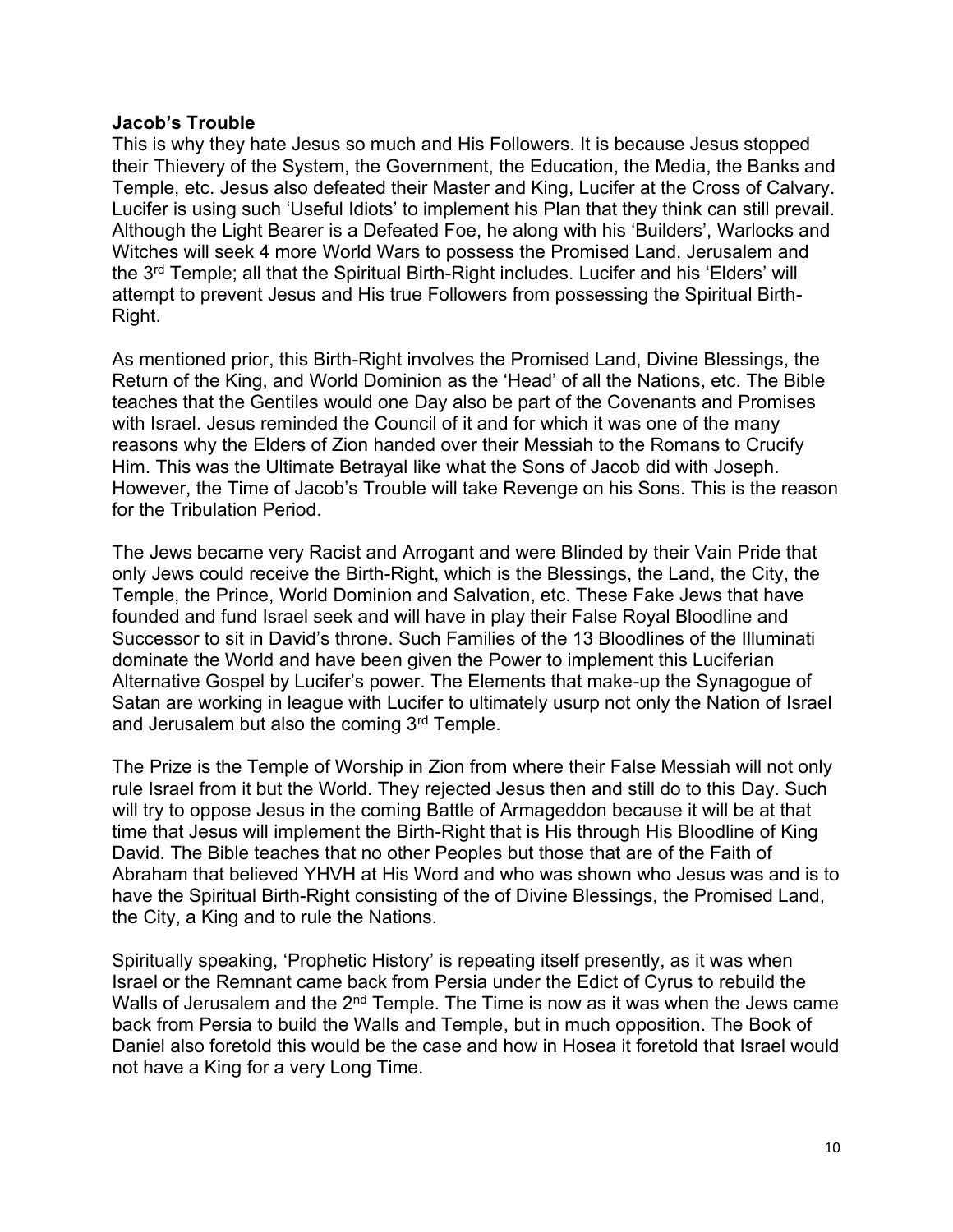**Jacob's Trouble**

This is why they hate Jesus so much and His Followers. It is because Jesus stopped their Thievery of the System, the Government, the Education, the Media, the Banks and Temple, etc. Jesus also defeated their Master and King, Lucifer at the Cross of Calvary. Lucifer is using such 'Useful Idiots' to implement his Plan that they think can still prevail. Although the Light Bearer is a Defeated Foe, he along with his 'Builders', Warlocks and Witches will seek 4 more World Wars to possess the Promised Land, Jerusalem and the 3rd Temple; all that the Spiritual Birth-Right includes. Lucifer and his 'Elders' will attempt to prevent Jesus and His true Followers from possessing the Spiritual Birth-Right.

As mentioned prior, this Birth-Right involves the Promised Land, Divine Blessings, the Return of the King, and World Dominion as the 'Head' of all the Nations, etc. The Bible teaches that the Gentiles would one Day also be part of the Covenants and Promises with Israel. Jesus reminded the Council of it and for which it was one of the many reasons why the Elders of Zion handed over their Messiah to the Romans to Crucify Him. This was the Ultimate Betrayal like what the Sons of Jacob did with Joseph. However, the Time of Jacob's Trouble will take Revenge on his Sons. This is the reason for the Tribulation Period.

The Jews became very Racist and Arrogant and were Blinded by their Vain Pride that only Jews could receive the Birth-Right, which is the Blessings, the Land, the City, the Temple, the Prince, World Dominion and Salvation, etc. These Fake Jews that have founded and fund Israel seek and will have in play their False Royal Bloodline and Successor to sit in David's throne. Such Families of the 13 Bloodlines of the Illuminati dominate the World and have been given the Power to implement this Luciferian Alternative Gospel by Lucifer's power. The Elements that make-up the Synagogue of Satan are working in league with Lucifer to ultimately usurp not only the Nation of Israel and Jerusalem but also the coming 3rd Temple.

The Prize is the Temple of Worship in Zion from where their False Messiah will not only rule Israel from it but the World. They rejected Jesus then and still do to this Day. Such will try to oppose Jesus in the coming Battle of Armageddon because it will be at that time that Jesus will implement the Birth-Right that is His through His Bloodline of King David. The Bible teaches that no other Peoples but those that are of the Faith of Abraham that believed YHVH at His Word and who was shown who Jesus was and is to have the Spiritual Birth-Right consisting of the of Divine Blessings, the Promised Land, the City, a King and to rule the Nations.

Spiritually speaking, 'Prophetic History' is repeating itself presently, as it was when Israel or the Remnant came back from Persia under the Edict of Cyrus to rebuild the Walls of Jerusalem and the 2nd Temple. The Time is now as it was when the Jews came back from Persia to build the Walls and Temple, but in much opposition. The Book of Daniel also foretold this would be the case and how in Hosea it foretold that Israel would not have a King for a very Long Time.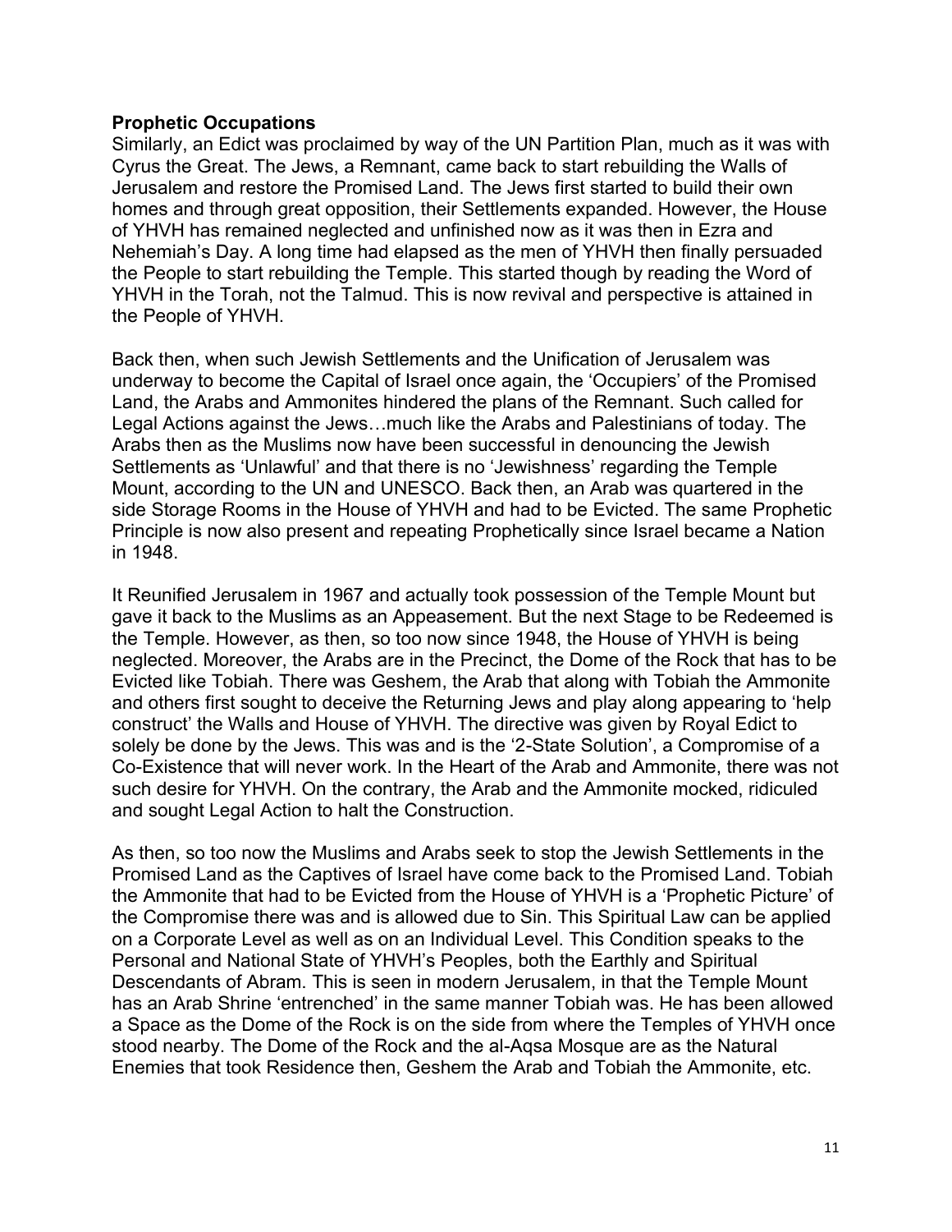**Prophetic Occupations**

Similarly, an Edict was proclaimed by way of the UN Partition Plan, much as it was with Cyrus the Great. The Jews, a Remnant, came back to start rebuilding the Walls of Jerusalem and restore the Promised Land. The Jews first started to build their own homes and through great opposition, their Settlements expanded. However, the House of YHVH has remained neglected and unfinished now as it was then in Ezra and Nehemiah's Day. A long time had elapsed as the men of YHVH then finally persuaded the People to start rebuilding the Temple. This started though by reading the Word of YHVH in the Torah, not the Talmud. This is now revival and perspective is attained in the People of YHVH.

Back then, when such Jewish Settlements and the Unification of Jerusalem was underway to become the Capital of Israel once again, the 'Occupiers' of the Promised Land, the Arabs and Ammonites hindered the plans of the Remnant. Such called for Legal Actions against the Jews…much like the Arabs and Palestinians of today. The Arabs then as the Muslims now have been successful in denouncing the Jewish Settlements as 'Unlawful' and that there is no 'Jewishness' regarding the Temple Mount, according to the UN and UNESCO. Back then, an Arab was quartered in the side Storage Rooms in the House of YHVH and had to be Evicted. The same Prophetic Principle is now also present and repeating Prophetically since Israel became a Nation in 1948.

It Reunified Jerusalem in 1967 and actually took possession of the Temple Mount but gave it back to the Muslims as an Appeasement. But the next Stage to be Redeemed is the Temple. However, as then, so too now since 1948, the House of YHVH is being neglected. Moreover, the Arabs are in the Precinct, the Dome of the Rock that has to be Evicted like Tobiah. There was Geshem, the Arab that along with Tobiah the Ammonite and others first sought to deceive the Returning Jews and play along appearing to 'help construct' the Walls and House of YHVH. The directive was given by Royal Edict to solely be done by the Jews. This was and is the '2-State Solution', a Compromise of a Co-Existence that will never work. In the Heart of the Arab and Ammonite, there was not such desire for YHVH. On the contrary, the Arab and the Ammonite mocked, ridiculed and sought Legal Action to halt the Construction.

As then, so too now the Muslims and Arabs seek to stop the Jewish Settlements in the Promised Land as the Captives of Israel have come back to the Promised Land. Tobiah the Ammonite that had to be Evicted from the House of YHVH is a 'Prophetic Picture' of the Compromise there was and is allowed due to Sin. This Spiritual Law can be applied on a Corporate Level as well as on an Individual Level. This Condition speaks to the Personal and National State of YHVH's Peoples, both the Earthly and Spiritual Descendants of Abram. This is seen in modern Jerusalem, in that the Temple Mount has an Arab Shrine 'entrenched' in the same manner Tobiah was. He has been allowed a Space as the Dome of the Rock is on the side from where the Temples of YHVH once stood nearby. The Dome of the Rock and the al-Aqsa Mosque are as the Natural Enemies that took Residence then, Geshem the Arab and Tobiah the Ammonite, etc.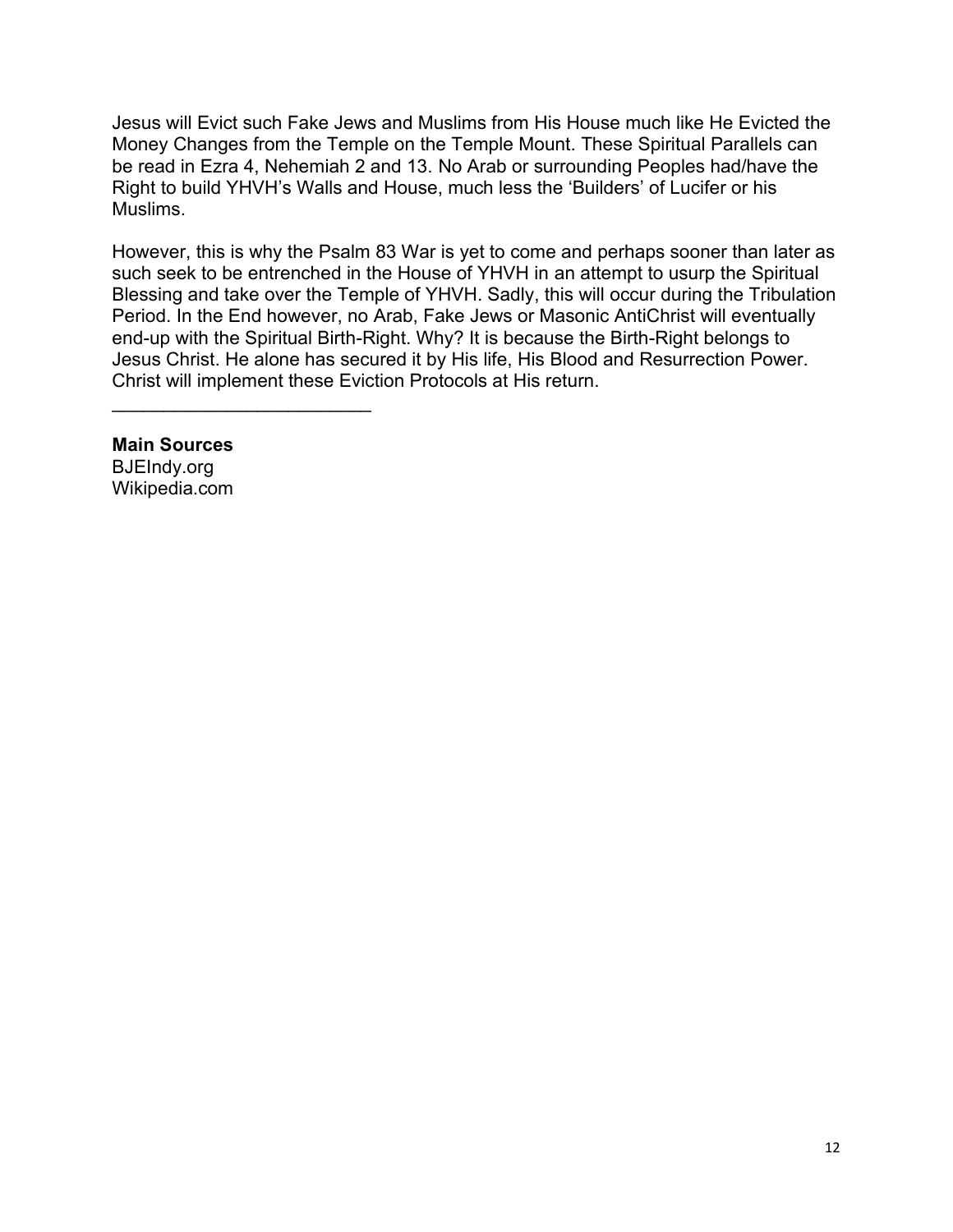Jesus will Evict such Fake Jews and Muslims from His House much like He Evicted the Money Changes from the Temple on the Temple Mount. These Spiritual Parallels can be read in Ezra 4, Nehemiah 2 and 13. No Arab or surrounding Peoples had/have the Right to build YHVH's Walls and House, much less the 'Builders' of Lucifer or his Muslims.

However, this is why the Psalm 83 War is yet to come and perhaps sooner than later as such seek to be entrenched in the House of YHVH in an attempt to usurp the Spiritual Blessing and take over the Temple of YHVH. Sadly, this will occur during the Tribulation Period. In the End however, no Arab, Fake Jews or Masonic AntiChrist will eventually end-up with the Spiritual Birth-Right. Why? It is because the Birth-Right belongs to Jesus Christ. He alone has secured it by His life, His Blood and Resurrection Power. Christ will implement these Eviction Protocols at His return.

\_\_\_\_\_\_\_\_\_\_\_\_\_\_\_\_\_\_\_\_\_\_\_\_\_

**Main Sources**
BJEIndy.org
Wikipedia.com